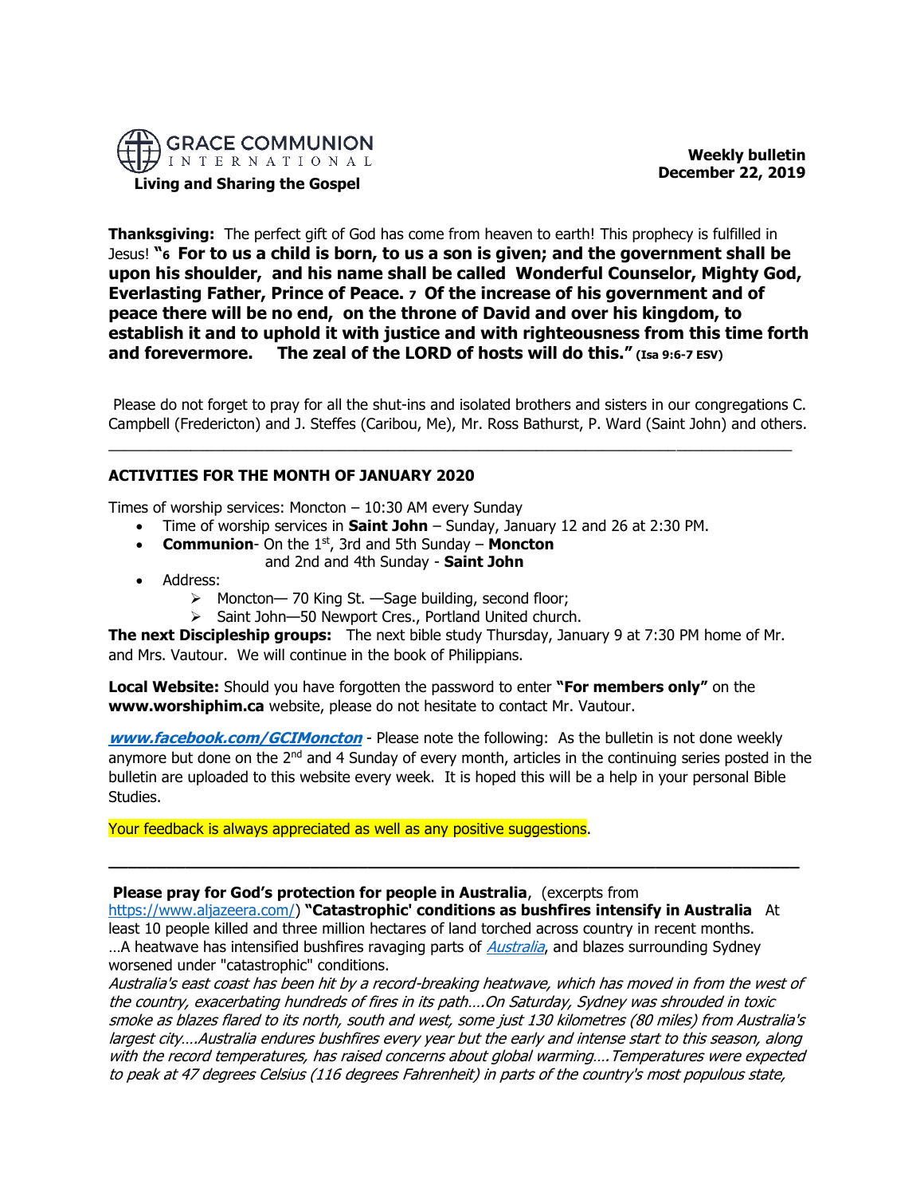**GRACE COMMUNION INTERNATIONAL**

**Living and Sharing the Gospel**

**Weekly bulletin**
**December 22, 2019**

**Thanksgiving:** The perfect gift of God has come from heaven to earth! This prophecy is fulfilled in Jesus! **"6 For to us a child is born, to us a son is given; and the government shall be upon his shoulder, and his name shall be called Wonderful Counselor, Mighty God, Everlasting Father, Prince of Peace. 7 Of the increase of his government and of peace there will be no end, on the throne of David and over his kingdom, to establish it and to uphold it with justice and with righteousness from this time forth and forevermore. The zeal of the LORD of hosts will do this." (Isa 9:6-7 ESV)**

Please do not forget to pray for all the shut-ins and isolated brothers and sisters in our congregations C. Campbell (Fredericton) and J. Steffes (Caribou, Me), Mr. Ross Bathurst, P. Ward (Saint John) and others.

---

**ACTIVITIES FOR THE MONTH OF JANUARY 2020**

Times of worship services: Moncton – 10:30 AM every Sunday

- Time of worship services in **Saint John** – Sunday, January 12 and 26 at 2:30 PM.
- **Communion**- On the 1st, 3rd and 5th Sunday – **Moncton**
  and 2nd and 4th Sunday - **Saint John**
- Address:
  - Moncton— 70 King St. —Sage building, second floor;
  - Saint John—50 Newport Cres., Portland United church.

**The next Discipleship groups:** The next bible study Thursday, January 9 at 7:30 PM home of Mr. and Mrs. Vautour. We will continue in the book of Philippians.

**Local Website:** Should you have forgotten the password to enter **"For members only"** on the **www.worshiphim.ca** website, please do not hesitate to contact Mr. Vautour.

***www.facebook.com/GCIMoncton*** - Please note the following: As the bulletin is not done weekly anymore but done on the 2nd and 4 Sunday of every month, articles in the continuing series posted in the bulletin are uploaded to this website every week. It is hoped this will be a help in your personal Bible Studies.

Your feedback is always appreciated as well as any positive suggestions.

---

**Please pray for God's protection for people in Australia**, (excerpts from https://www.aljazeera.com/) **"Catastrophic' conditions as bushfires intensify in Australia** At least 10 people killed and three million hectares of land torched across country in recent months. …A heatwave has intensified bushfires ravaging parts of *Australia*, and blazes surrounding Sydney worsened under "catastrophic" conditions.

*Australia's east coast has been hit by a record-breaking heatwave, which has moved in from the west of the country, exacerbating hundreds of fires in its path….On Saturday, Sydney was shrouded in toxic smoke as blazes flared to its north, south and west, some just 130 kilometres (80 miles) from Australia's largest city….Australia endures bushfires every year but the early and intense start to this season, along with the record temperatures, has raised concerns about global warming….Temperatures were expected to peak at 47 degrees Celsius (116 degrees Fahrenheit) in parts of the country's most populous state,*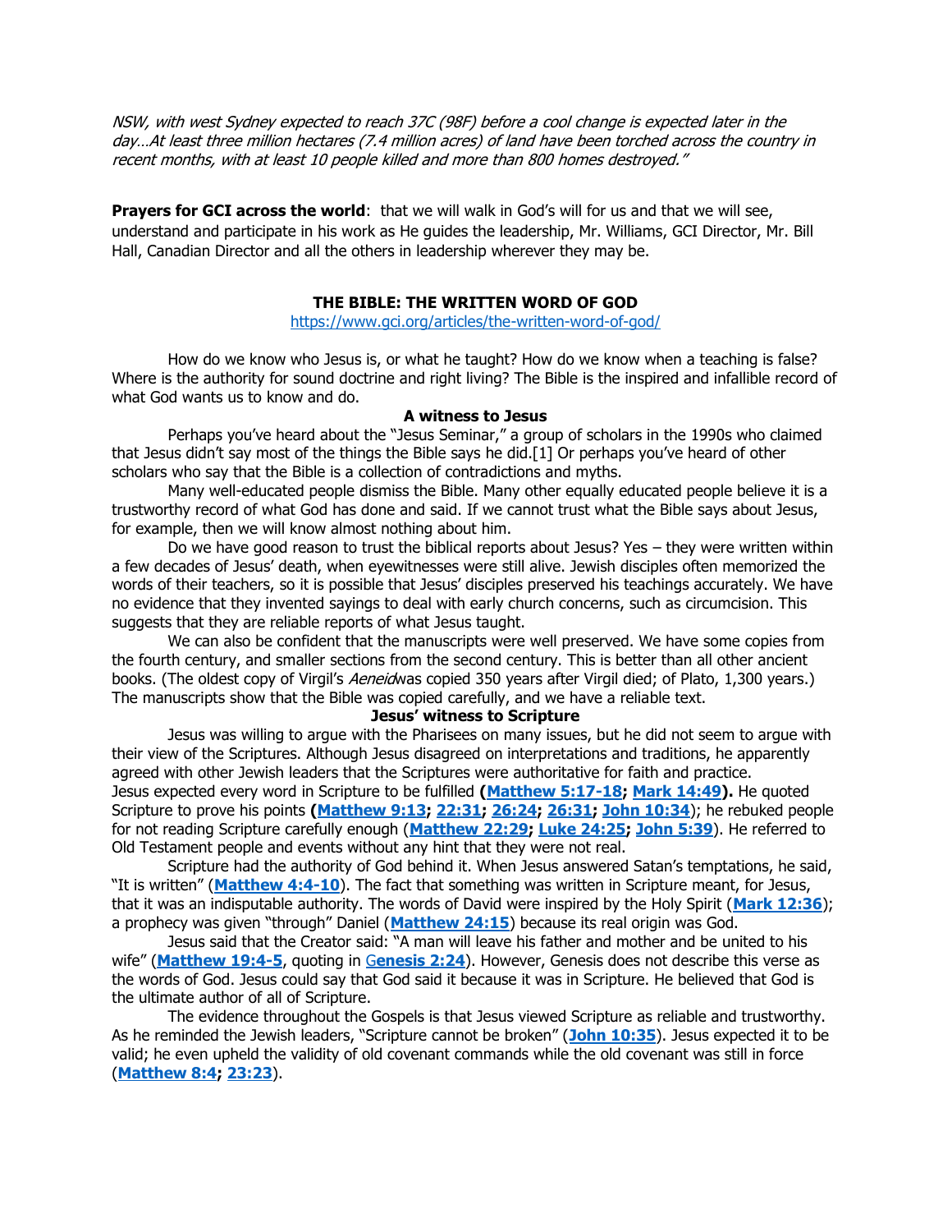*NSW, with west Sydney expected to reach 37C (98F) before a cool change is expected later in the day…At least three million hectares (7.4 million acres) of land have been torched across the country in recent months, with at least 10 people killed and more than 800 homes destroyed."*

**Prayers for GCI across the world**: that we will walk in God's will for us and that we will see, understand and participate in his work as He guides the leadership, Mr. Williams, GCI Director, Mr. Bill Hall, Canadian Director and all the others in leadership wherever they may be.

## THE BIBLE: THE WRITTEN WORD OF GOD

https://www.gci.org/articles/the-written-word-of-god/

How do we know who Jesus is, or what he taught? How do we know when a teaching is false? Where is the authority for sound doctrine and right living? The Bible is the inspired and infallible record of what God wants us to know and do.

### A witness to Jesus

Perhaps you've heard about the "Jesus Seminar," a group of scholars in the 1990s who claimed that Jesus didn't say most of the things the Bible says he did.[1] Or perhaps you've heard of other scholars who say that the Bible is a collection of contradictions and myths.

Many well-educated people dismiss the Bible. Many other equally educated people believe it is a trustworthy record of what God has done and said. If we cannot trust what the Bible says about Jesus, for example, then we will know almost nothing about him.

Do we have good reason to trust the biblical reports about Jesus? Yes – they were written within a few decades of Jesus' death, when eyewitnesses were still alive. Jewish disciples often memorized the words of their teachers, so it is possible that Jesus' disciples preserved his teachings accurately. We have no evidence that they invented sayings to deal with early church concerns, such as circumcision. This suggests that they are reliable reports of what Jesus taught.

We can also be confident that the manuscripts were well preserved. We have some copies from the fourth century, and smaller sections from the second century. This is better than all other ancient books. (The oldest copy of Virgil's *Aeneid*was copied 350 years after Virgil died; of Plato, 1,300 years.) The manuscripts show that the Bible was copied carefully, and we have a reliable text.

### Jesus' witness to Scripture

Jesus was willing to argue with the Pharisees on many issues, but he did not seem to argue with their view of the Scriptures. Although Jesus disagreed on interpretations and traditions, he apparently agreed with other Jewish leaders that the Scriptures were authoritative for faith and practice.

Jesus expected every word in Scripture to be fulfilled **(Matthew 5:17-18; Mark 14:49).** He quoted Scripture to prove his points **(Matthew 9:13; 22:31; 26:24; 26:31; John 10:34**); he rebuked people for not reading Scripture carefully enough (**Matthew 22:29; Luke 24:25; John 5:39**). He referred to Old Testament people and events without any hint that they were not real.

Scripture had the authority of God behind it. When Jesus answered Satan's temptations, he said, "It is written" (**Matthew 4:4-10**). The fact that something was written in Scripture meant, for Jesus, that it was an indisputable authority. The words of David were inspired by the Holy Spirit (**Mark 12:36**); a prophecy was given "through" Daniel (**Matthew 24:15**) because its real origin was God.

Jesus said that the Creator said: "A man will leave his father and mother and be united to his wife" (**Matthew 19:4-5**, quoting in **Genesis 2:24**). However, Genesis does not describe this verse as the words of God. Jesus could say that God said it because it was in Scripture. He believed that God is the ultimate author of all of Scripture.

The evidence throughout the Gospels is that Jesus viewed Scripture as reliable and trustworthy. As he reminded the Jewish leaders, "Scripture cannot be broken" (**John 10:35**). Jesus expected it to be valid; he even upheld the validity of old covenant commands while the old covenant was still in force (**Matthew 8:4; 23:23**).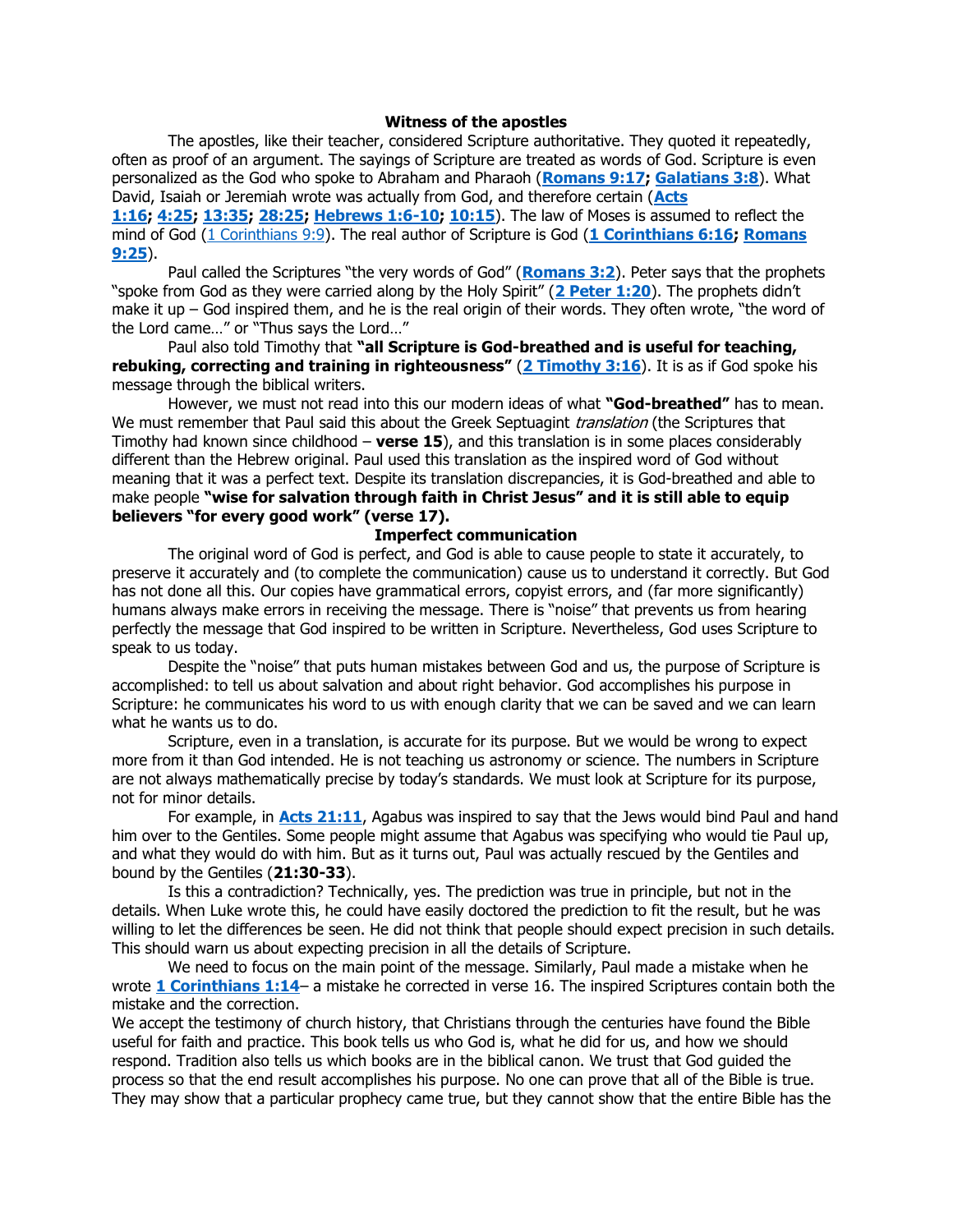**Witness of the apostles**

The apostles, like their teacher, considered Scripture authoritative. They quoted it repeatedly, often as proof of an argument. The sayings of Scripture are treated as words of God. Scripture is even personalized as the God who spoke to Abraham and Pharaoh (**Romans 9:17; Galatians 3:8**). What David, Isaiah or Jeremiah wrote was actually from God, and therefore certain (**Acts 1:16; 4:25; 13:35; 28:25; Hebrews 1:6-10; 10:15**). The law of Moses is assumed to reflect the mind of God (1 Corinthians 9:9). The real author of Scripture is God (**1 Corinthians 6:16; Romans 9:25**).

Paul called the Scriptures "the very words of God" (**Romans 3:2**). Peter says that the prophets "spoke from God as they were carried along by the Holy Spirit" (**2 Peter 1:20**). The prophets didn't make it up – God inspired them, and he is the real origin of their words. They often wrote, "the word of the Lord came…" or "Thus says the Lord…"

Paul also told Timothy that **"all Scripture is God-breathed and is useful for teaching, rebuking, correcting and training in righteousness"** (**2 Timothy 3:16**). It is as if God spoke his message through the biblical writers.

However, we must not read into this our modern ideas of what **"God-breathed"** has to mean. We must remember that Paul said this about the Greek Septuagint *translation* (the Scriptures that Timothy had known since childhood – **verse 15**), and this translation is in some places considerably different than the Hebrew original. Paul used this translation as the inspired word of God without meaning that it was a perfect text. Despite its translation discrepancies, it is God-breathed and able to make people **"wise for salvation through faith in Christ Jesus" and it is still able to equip believers "for every good work" (verse 17).**

**Imperfect communication**

The original word of God is perfect, and God is able to cause people to state it accurately, to preserve it accurately and (to complete the communication) cause us to understand it correctly. But God has not done all this. Our copies have grammatical errors, copyist errors, and (far more significantly) humans always make errors in receiving the message. There is "noise" that prevents us from hearing perfectly the message that God inspired to be written in Scripture. Nevertheless, God uses Scripture to speak to us today.

Despite the "noise" that puts human mistakes between God and us, the purpose of Scripture is accomplished: to tell us about salvation and about right behavior. God accomplishes his purpose in Scripture: he communicates his word to us with enough clarity that we can be saved and we can learn what he wants us to do.

Scripture, even in a translation, is accurate for its purpose. But we would be wrong to expect more from it than God intended. He is not teaching us astronomy or science. The numbers in Scripture are not always mathematically precise by today's standards. We must look at Scripture for its purpose, not for minor details.

For example, in **Acts 21:11**, Agabus was inspired to say that the Jews would bind Paul and hand him over to the Gentiles. Some people might assume that Agabus was specifying who would tie Paul up, and what they would do with him. But as it turns out, Paul was actually rescued by the Gentiles and bound by the Gentiles (**21:30-33**).

Is this a contradiction? Technically, yes. The prediction was true in principle, but not in the details. When Luke wrote this, he could have easily doctored the prediction to fit the result, but he was willing to let the differences be seen. He did not think that people should expect precision in such details. This should warn us about expecting precision in all the details of Scripture.

We need to focus on the main point of the message. Similarly, Paul made a mistake when he wrote **1 Corinthians 1:14**– a mistake he corrected in verse 16. The inspired Scriptures contain both the mistake and the correction.

We accept the testimony of church history, that Christians through the centuries have found the Bible useful for faith and practice. This book tells us who God is, what he did for us, and how we should respond. Tradition also tells us which books are in the biblical canon. We trust that God guided the process so that the end result accomplishes his purpose. No one can prove that all of the Bible is true. They may show that a particular prophecy came true, but they cannot show that the entire Bible has the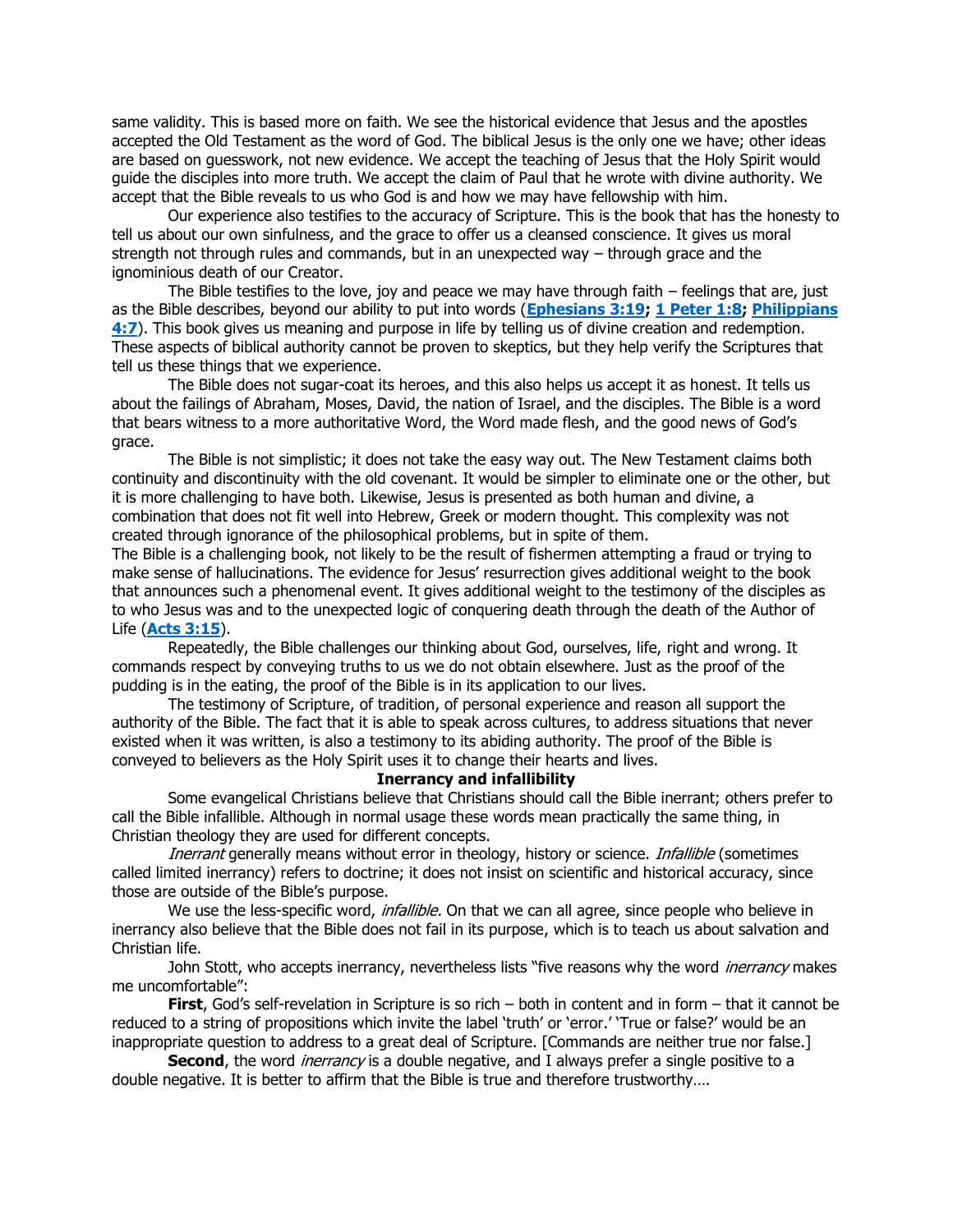same validity. This is based more on faith. We see the historical evidence that Jesus and the apostles accepted the Old Testament as the word of God. The biblical Jesus is the only one we have; other ideas are based on guesswork, not new evidence. We accept the teaching of Jesus that the Holy Spirit would guide the disciples into more truth. We accept the claim of Paul that he wrote with divine authority. We accept that the Bible reveals to us who God is and how we may have fellowship with him.

Our experience also testifies to the accuracy of Scripture. This is the book that has the honesty to tell us about our own sinfulness, and the grace to offer us a cleansed conscience. It gives us moral strength not through rules and commands, but in an unexpected way – through grace and the ignominious death of our Creator.

The Bible testifies to the love, joy and peace we may have through faith – feelings that are, just as the Bible describes, beyond our ability to put into words (**Ephesians 3:19; 1 Peter 1:8; Philippians 4:7**). This book gives us meaning and purpose in life by telling us of divine creation and redemption. These aspects of biblical authority cannot be proven to skeptics, but they help verify the Scriptures that tell us these things that we experience.

The Bible does not sugar-coat its heroes, and this also helps us accept it as honest. It tells us about the failings of Abraham, Moses, David, the nation of Israel, and the disciples. The Bible is a word that bears witness to a more authoritative Word, the Word made flesh, and the good news of God's grace.

The Bible is not simplistic; it does not take the easy way out. The New Testament claims both continuity and discontinuity with the old covenant. It would be simpler to eliminate one or the other, but it is more challenging to have both. Likewise, Jesus is presented as both human and divine, a combination that does not fit well into Hebrew, Greek or modern thought. This complexity was not created through ignorance of the philosophical problems, but in spite of them.

The Bible is a challenging book, not likely to be the result of fishermen attempting a fraud or trying to make sense of hallucinations. The evidence for Jesus' resurrection gives additional weight to the book that announces such a phenomenal event. It gives additional weight to the testimony of the disciples as to who Jesus was and to the unexpected logic of conquering death through the death of the Author of Life (**Acts 3:15**).

Repeatedly, the Bible challenges our thinking about God, ourselves, life, right and wrong. It commands respect by conveying truths to us we do not obtain elsewhere. Just as the proof of the pudding is in the eating, the proof of the Bible is in its application to our lives.

The testimony of Scripture, of tradition, of personal experience and reason all support the authority of the Bible. The fact that it is able to speak across cultures, to address situations that never existed when it was written, is also a testimony to its abiding authority. The proof of the Bible is conveyed to believers as the Holy Spirit uses it to change their hearts and lives.

## Inerrancy and infallibility

Some evangelical Christians believe that Christians should call the Bible inerrant; others prefer to call the Bible infallible. Although in normal usage these words mean practically the same thing, in Christian theology they are used for different concepts.

*Inerrant* generally means without error in theology, history or science. *Infallible* (sometimes called limited inerrancy) refers to doctrine; it does not insist on scientific and historical accuracy, since those are outside of the Bible's purpose.

We use the less-specific word, *infallible.* On that we can all agree, since people who believe in inerrancy also believe that the Bible does not fail in its purpose, which is to teach us about salvation and Christian life.

John Stott, who accepts inerrancy, nevertheless lists "five reasons why the word *inerrancy* makes me uncomfortable":

**First**, God's self-revelation in Scripture is so rich – both in content and in form – that it cannot be reduced to a string of propositions which invite the label 'truth' or 'error.' 'True or false?' would be an inappropriate question to address to a great deal of Scripture. [Commands are neither true nor false.]

**Second**, the word *inerrancy* is a double negative, and I always prefer a single positive to a double negative. It is better to affirm that the Bible is true and therefore trustworthy….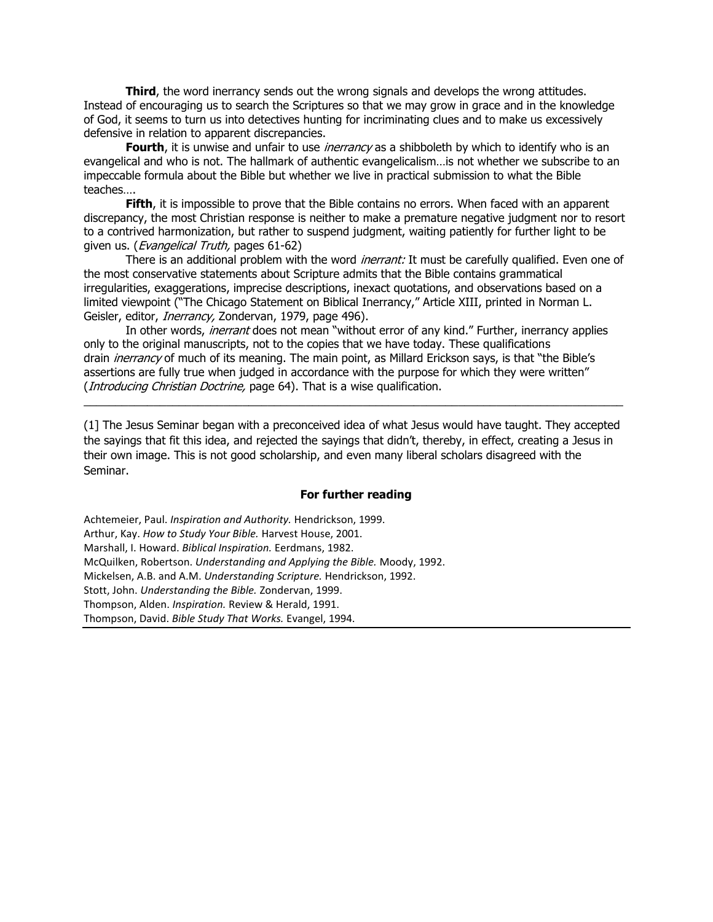**Third**, the word inerrancy sends out the wrong signals and develops the wrong attitudes. Instead of encouraging us to search the Scriptures so that we may grow in grace and in the knowledge of God, it seems to turn us into detectives hunting for incriminating clues and to make us excessively defensive in relation to apparent discrepancies.

**Fourth**, it is unwise and unfair to use *inerrancy* as a shibboleth by which to identify who is an evangelical and who is not. The hallmark of authentic evangelicalism…is not whether we subscribe to an impeccable formula about the Bible but whether we live in practical submission to what the Bible teaches….

**Fifth**, it is impossible to prove that the Bible contains no errors. When faced with an apparent discrepancy, the most Christian response is neither to make a premature negative judgment nor to resort to a contrived harmonization, but rather to suspend judgment, waiting patiently for further light to be given us. (*Evangelical Truth,* pages 61-62)

There is an additional problem with the word *inerrant:* It must be carefully qualified. Even one of the most conservative statements about Scripture admits that the Bible contains grammatical irregularities, exaggerations, imprecise descriptions, inexact quotations, and observations based on a limited viewpoint ("The Chicago Statement on Biblical Inerrancy," Article XIII, printed in Norman L. Geisler, editor, *Inerrancy,* Zondervan, 1979, page 496).

In other words, *inerrant* does not mean "without error of any kind." Further, inerrancy applies only to the original manuscripts, not to the copies that we have today. These qualifications drain *inerrancy* of much of its meaning. The main point, as Millard Erickson says, is that "the Bible's assertions are fully true when judged in accordance with the purpose for which they were written" (*Introducing Christian Doctrine,* page 64). That is a wise qualification.

---

[1] The Jesus Seminar began with a preconceived idea of what Jesus would have taught. They accepted the sayings that fit this idea, and rejected the sayings that didn't, thereby, in effect, creating a Jesus in their own image. This is not good scholarship, and even many liberal scholars disagreed with the Seminar.

### For further reading

Achtemeier, Paul. *Inspiration and Authority.* Hendrickson, 1999.
Arthur, Kay. *How to Study Your Bible.* Harvest House, 2001.
Marshall, I. Howard. *Biblical Inspiration.* Eerdmans, 1982.
McQuilken, Robertson. *Understanding and Applying the Bible.* Moody, 1992.
Mickelsen, A.B. and A.M. *Understanding Scripture.* Hendrickson, 1992.
Stott, John. *Understanding the Bible.* Zondervan, 1999.
Thompson, Alden. *Inspiration.* Review & Herald, 1991.
Thompson, David. *Bible Study That Works.* Evangel, 1994.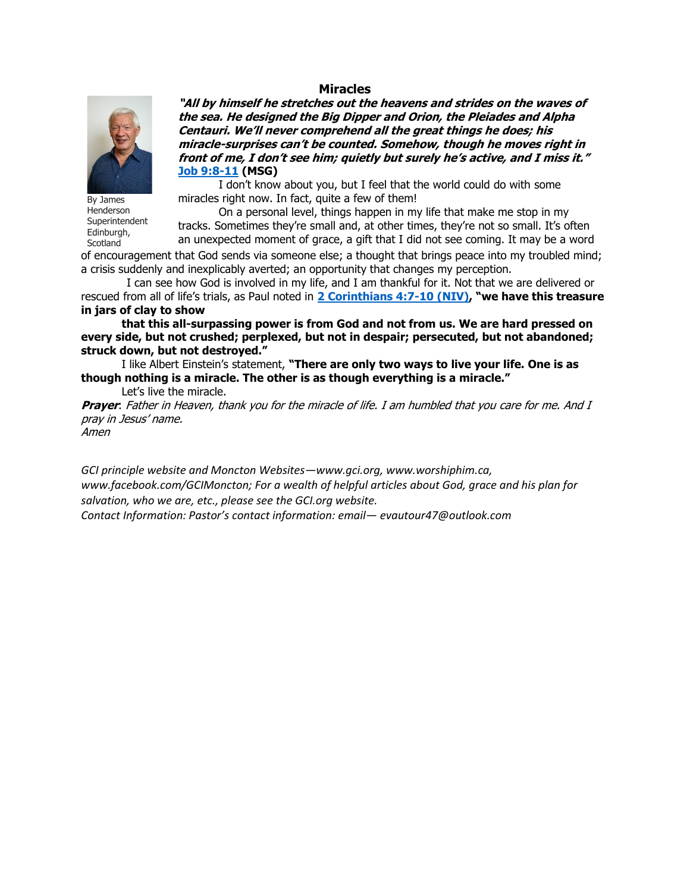## Miracles

By James Henderson
Superintendent
Edinburgh, Scotland

***"All by himself he stretches out the heavens and strides on the waves of the sea. He designed the Big Dipper and Orion, the Pleiades and Alpha Centauri. We'll never comprehend all the great things he does; his miracle-surprises can't be counted. Somehow, though he moves right in front of me, I don't see him; quietly but surely he's active, and I miss it."*** **Job 9:8-11 (MSG)**

I don't know about you, but I feel that the world could do with some miracles right now. In fact, quite a few of them!

On a personal level, things happen in my life that make me stop in my tracks. Sometimes they're small and, at other times, they're not so small. It's often an unexpected moment of grace, a gift that I did not see coming. It may be a word of encouragement that God sends via someone else; a thought that brings peace into my troubled mind; a crisis suddenly and inexplicably averted; an opportunity that changes my perception.

I can see how God is involved in my life, and I am thankful for it. Not that we are delivered or rescued from all of life's trials, as Paul noted in **2 Corinthians 4:7-10 (NIV), "we have this treasure in jars of clay to show that this all-surpassing power is from God and not from us. We are hard pressed on every side, but not crushed; perplexed, but not in despair; persecuted, but not abandoned; struck down, but not destroyed."**

I like Albert Einstein's statement, **"There are only two ways to live your life. One is as though nothing is a miracle. The other is as though everything is a miracle."**

Let's live the miracle.

***Prayer***: *Father in Heaven, thank you for the miracle of life. I am humbled that you care for me. And I pray in Jesus' name.*
*Amen*

*GCI principle website and Moncton Websites—www.gci.org, www.worshiphim.ca, www.facebook.com/GCIMoncton; For a wealth of helpful articles about God, grace and his plan for salvation, who we are, etc., please see the GCI.org website.*
*Contact Information: Pastor's contact information: email— evautour47@outlook.com*